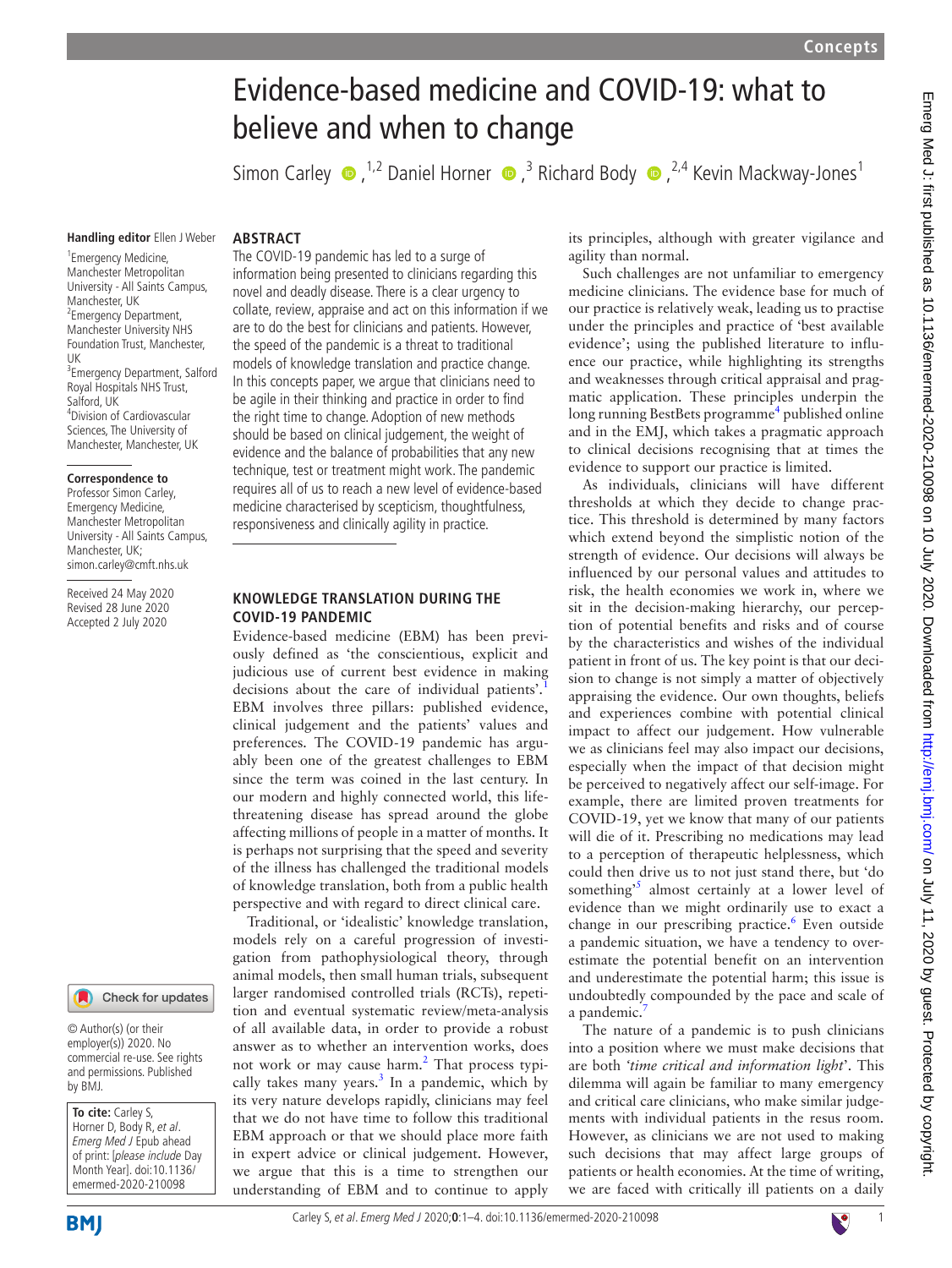# Evidence-based medicine and COVID-19: what to believe and when to change

Simon Carley[1,2] Daniel Horner[3] Richard Body[2,4] Kevin Mackway-Jones[1]

**Handling editor** Ellen J Weber

[1]Emergency Medicine, Manchester Metropolitan University - All Saints Campus, Manchester, UK
[2]Emergency Department, Manchester University NHS Foundation Trust, Manchester, UK
[3]Emergency Department, Salford Royal Hospitals NHS Trust, Salford, UK
[4]Division of Cardiovascular Sciences, The University of Manchester, Manchester, UK

**Correspondence to**
Professor Simon Carley, Emergency Medicine, Manchester Metropolitan University - All Saints Campus, Manchester, UK; simon.carley@cmft.nhs.uk

Received 24 May 2020
Revised 28 June 2020
Accepted 2 July 2020

© Author(s) (or their employer(s)) 2020. No commercial re-use. See rights and permissions. Published by BMJ.

**To cite:** Carley S, Horner D, Body R, et al. *Emerg Med J* Epub ahead of print: [*please include* Day Month Year]. doi:10.1136/emermed-2020-210098

## ABSTRACT

The COVID-19 pandemic has led to a surge of information being presented to clinicians regarding this novel and deadly disease. There is a clear urgency to collate, review, appraise and act on this information if we are to do the best for clinicians and patients. However, the speed of the pandemic is a threat to traditional models of knowledge translation and practice change. In this concepts paper, we argue that clinicians need to be agile in their thinking and practice in order to find the right time to change. Adoption of new methods should be based on clinical judgement, the weight of evidence and the balance of probabilities that any new technique, test or treatment might work. The pandemic requires all of us to reach a new level of evidence-based medicine characterised by scepticism, thoughtfulness, responsiveness and clinically agility in practice.

## KNOWLEDGE TRANSLATION DURING THE COVID-19 PANDEMIC

Evidence-based medicine (EBM) has been previously defined as 'the conscientious, explicit and judicious use of current best evidence in making decisions about the care of individual patients'.[1] EBM involves three pillars: published evidence, clinical judgement and the patients' values and preferences. The COVID-19 pandemic has arguably been one of the greatest challenges to EBM since the term was coined in the last century. In our modern and highly connected world, this life-threatening disease has spread around the globe affecting millions of people in a matter of months. It is perhaps not surprising that the speed and severity of the illness has challenged the traditional models of knowledge translation, both from a public health perspective and with regard to direct clinical care.

Traditional, or 'idealistic' knowledge translation, models rely on a careful progression of investigation from pathophysiological theory, through animal models, then small human trials, subsequent larger randomised controlled trials (RCTs), repetition and eventual systematic review/meta-analysis of all available data, in order to provide a robust answer as to whether an intervention works, does not work or may cause harm.[2] That process typically takes many years.[3] In a pandemic, which by its very nature develops rapidly, clinicians may feel that we do not have time to follow this traditional EBM approach or that we should place more faith in expert advice or clinical judgement. However, we argue that this is a time to strengthen our understanding of EBM and to continue to apply its principles, although with greater vigilance and agility than normal.

Such challenges are not unfamiliar to emergency medicine clinicians. The evidence base for much of our practice is relatively weak, leading us to practise under the principles and practice of 'best available evidence'; using the published literature to influence our practice, while highlighting its strengths and weaknesses through critical appraisal and pragmatic application. These principles underpin the long running BestBets programme[4] published online and in the EMJ, which takes a pragmatic approach to clinical decisions recognising that at times the evidence to support our practice is limited.

As individuals, clinicians will have different thresholds at which they decide to change practice. This threshold is determined by many factors which extend beyond the simplistic notion of the strength of evidence. Our decisions will always be influenced by our personal values and attitudes to risk, the health economies we work in, where we sit in the decision-making hierarchy, our perception of potential benefits and risks and of course by the characteristics and wishes of the individual patient in front of us. The key point is that our decision to change is not simply a matter of objectively appraising the evidence. Our own thoughts, beliefs and experiences combine with potential clinical impact to affect our judgement. How vulnerable we as clinicians feel may also impact our decisions, especially when the impact of that decision might be perceived to negatively affect our self-image. For example, there are limited proven treatments for COVID-19, yet we know that many of our patients will die of it. Prescribing no medications may lead to a perception of therapeutic helplessness, which could then drive us to not just stand there, but 'do something'[5] almost certainly at a lower level of evidence than we might ordinarily use to exact a change in our prescribing practice.[6] Even outside a pandemic situation, we have a tendency to overestimate the potential benefit on an intervention and underestimate the potential harm; this issue is undoubtedly compounded by the pace and scale of a pandemic.[7]

The nature of a pandemic is to push clinicians into a position where we must make decisions that are both *'time critical and information light'*. This dilemma will again be familiar to many emergency and critical care clinicians, who make similar judgements with individual patients in the resus room. However, as clinicians we are not used to making such decisions that may affect large groups of patients or health economies. At the time of writing, we are faced with critically ill patients on a daily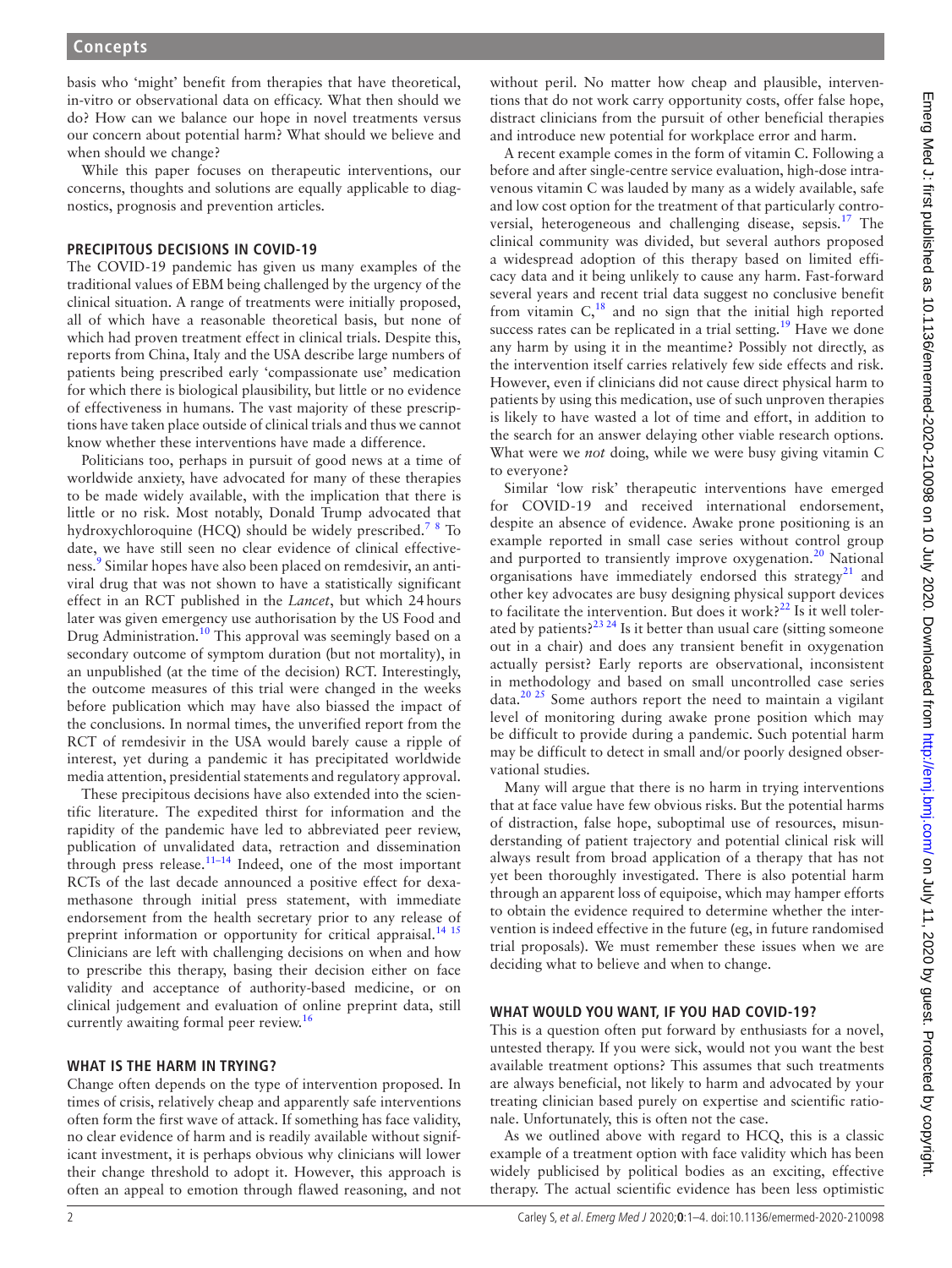basis who 'might' benefit from therapies that have theoretical, in-vitro or observational data on efficacy. What then should we do? How can we balance our hope in novel treatments versus our concern about potential harm? What should we believe and when should we change?

While this paper focuses on therapeutic interventions, our concerns, thoughts and solutions are equally applicable to diagnostics, prognosis and prevention articles.

## PRECIPITOUS DECISIONS IN COVID-19

The COVID-19 pandemic has given us many examples of the traditional values of EBM being challenged by the urgency of the clinical situation. A range of treatments were initially proposed, all of which have a reasonable theoretical basis, but none of which had proven treatment effect in clinical trials. Despite this, reports from China, Italy and the USA describe large numbers of patients being prescribed early 'compassionate use' medication for which there is biological plausibility, but little or no evidence of effectiveness in humans. The vast majority of these prescriptions have taken place outside of clinical trials and thus we cannot know whether these interventions have made a difference.

Politicians too, perhaps in pursuit of good news at a time of worldwide anxiety, have advocated for many of these therapies to be made widely available, with the implication that there is little or no risk. Most notably, Donald Trump advocated that hydroxychloroquine (HCQ) should be widely prescribed.[7 8] To date, we have still seen no clear evidence of clinical effectiveness.[9] Similar hopes have also been placed on remdesivir, an antiviral drug that was not shown to have a statistically significant effect in an RCT published in the *Lancet*, but which 24 hours later was given emergency use authorisation by the US Food and Drug Administration.[10] This approval was seemingly based on a secondary outcome of symptom duration (but not mortality), in an unpublished (at the time of the decision) RCT. Interestingly, the outcome measures of this trial were changed in the weeks before publication which may have also biassed the impact of the conclusions. In normal times, the unverified report from the RCT of remdesivir in the USA would barely cause a ripple of interest, yet during a pandemic it has precipitated worldwide media attention, presidential statements and regulatory approval.

These precipitous decisions have also extended into the scientific literature. The expedited thirst for information and the rapidity of the pandemic have led to abbreviated peer review, publication of unvalidated data, retraction and dissemination through press release.[11–14] Indeed, one of the most important RCTs of the last decade announced a positive effect for dexamethasone through initial press statement, with immediate endorsement from the health secretary prior to any release of preprint information or opportunity for critical appraisal.[14 15] Clinicians are left with challenging decisions on when and how to prescribe this therapy, basing their decision either on face validity and acceptance of authority-based medicine, or on clinical judgement and evaluation of online preprint data, still currently awaiting formal peer review.[16]

## WHAT IS THE HARM IN TRYING?

Change often depends on the type of intervention proposed. In times of crisis, relatively cheap and apparently safe interventions often form the first wave of attack. If something has face validity, no clear evidence of harm and is readily available without significant investment, it is perhaps obvious why clinicians will lower their change threshold to adopt it. However, this approach is often an appeal to emotion through flawed reasoning, and not without peril. No matter how cheap and plausible, interventions that do not work carry opportunity costs, offer false hope, distract clinicians from the pursuit of other beneficial therapies and introduce new potential for workplace error and harm.

A recent example comes in the form of vitamin C. Following a before and after single-centre service evaluation, high-dose intravenous vitamin C was lauded by many as a widely available, safe and low cost option for the treatment of that particularly controversial, heterogeneous and challenging disease, sepsis.[17] The clinical community was divided, but several authors proposed a widespread adoption of this therapy based on limited efficacy data and it being unlikely to cause any harm. Fast-forward several years and recent trial data suggest no conclusive benefit from vitamin C,[18] and no sign that the initial high reported success rates can be replicated in a trial setting.[19] Have we done any harm by using it in the meantime? Possibly not directly, as the intervention itself carries relatively few side effects and risk. However, even if clinicians did not cause direct physical harm to patients by using this medication, use of such unproven therapies is likely to have wasted a lot of time and effort, in addition to the search for an answer delaying other viable research options. What were we *not* doing, while we were busy giving vitamin C to everyone?

Similar 'low risk' therapeutic interventions have emerged for COVID-19 and received international endorsement, despite an absence of evidence. Awake prone positioning is an example reported in small case series without control group and purported to transiently improve oxygenation.[20] National organisations have immediately endorsed this strategy[21] and other key advocates are busy designing physical support devices to facilitate the intervention. But does it work?[22] Is it well tolerated by patients?[23 24] Is it better than usual care (sitting someone out in a chair) and does any transient benefit in oxygenation actually persist? Early reports are observational, inconsistent in methodology and based on small uncontrolled case series data.[20 25] Some authors report the need to maintain a vigilant level of monitoring during awake prone position which may be difficult to provide during a pandemic. Such potential harm may be difficult to detect in small and/or poorly designed observational studies.

Many will argue that there is no harm in trying interventions that at face value have few obvious risks. But the potential harms of distraction, false hope, suboptimal use of resources, misunderstanding of patient trajectory and potential clinical risk will always result from broad application of a therapy that has not yet been thoroughly investigated. There is also potential harm through an apparent loss of equipoise, which may hamper efforts to obtain the evidence required to determine whether the intervention is indeed effective in the future (eg, in future randomised trial proposals). We must remember these issues when we are deciding what to believe and when to change.

## WHAT WOULD YOU WANT, IF YOU HAD COVID-19?

This is a question often put forward by enthusiasts for a novel, untested therapy. If you were sick, would not you want the best available treatment options? This assumes that such treatments are always beneficial, not likely to harm and advocated by your treating clinician based purely on expertise and scientific rationale. Unfortunately, this is often not the case.

As we outlined above with regard to HCQ, this is a classic example of a treatment option with face validity which has been widely publicised by political bodies as an exciting, effective therapy. The actual scientific evidence has been less optimistic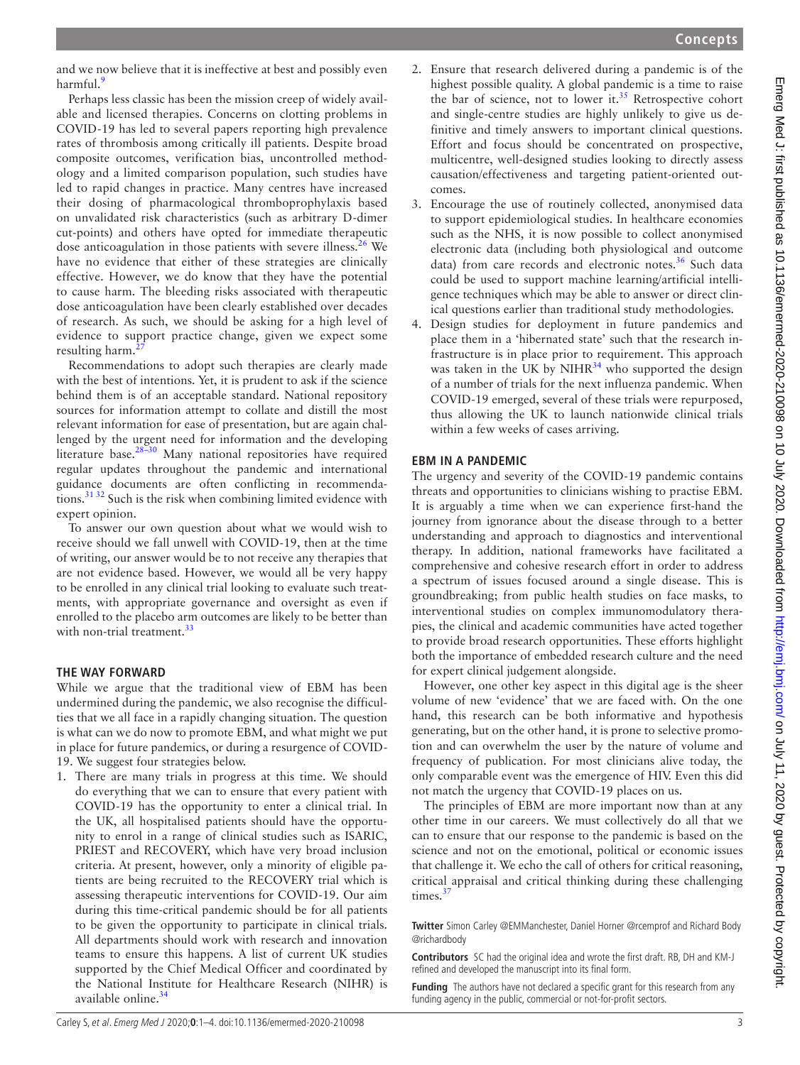and we now believe that it is ineffective at best and possibly even harmful.[9]

Perhaps less classic has been the mission creep of widely available and licensed therapies. Concerns on clotting problems in COVID-19 has led to several papers reporting high prevalence rates of thrombosis among critically ill patients. Despite broad composite outcomes, verification bias, uncontrolled methodology and a limited comparison population, such studies have led to rapid changes in practice. Many centres have increased their dosing of pharmacological thromboprophylaxis based on unvalidated risk characteristics (such as arbitrary D-dimer cut-points) and others have opted for immediate therapeutic dose anticoagulation in those patients with severe illness.[26] We have no evidence that either of these strategies are clinically effective. However, we do know that they have the potential to cause harm. The bleeding risks associated with therapeutic dose anticoagulation have been clearly established over decades of research. As such, we should be asking for a high level of evidence to support practice change, given we expect some resulting harm.[27]

Recommendations to adopt such therapies are clearly made with the best of intentions. Yet, it is prudent to ask if the science behind them is of an acceptable standard. National repository sources for information attempt to collate and distill the most relevant information for ease of presentation, but are again challenged by the urgent need for information and the developing literature base.[28–30] Many national repositories have required regular updates throughout the pandemic and international guidance documents are often conflicting in recommendations.[31 32] Such is the risk when combining limited evidence with expert opinion.

To answer our own question about what we would wish to receive should we fall unwell with COVID-19, then at the time of writing, our answer would be to not receive any therapies that are not evidence based. However, we would all be very happy to be enrolled in any clinical trial looking to evaluate such treatments, with appropriate governance and oversight as even if enrolled to the placebo arm outcomes are likely to be better than with non-trial treatment.[33]

## THE WAY FORWARD

While we argue that the traditional view of EBM has been undermined during the pandemic, we also recognise the difficulties that we all face in a rapidly changing situation. The question is what can we do now to promote EBM, and what might we put in place for future pandemics, or during a resurgence of COVID-19. We suggest four strategies below.

1. There are many trials in progress at this time. We should do everything that we can to ensure that every patient with COVID-19 has the opportunity to enter a clinical trial. In the UK, all hospitalised patients should have the opportunity to enrol in a range of clinical studies such as ISARIC, PRIEST and RECOVERY, which have very broad inclusion criteria. At present, however, only a minority of eligible patients are being recruited to the RECOVERY trial which is assessing therapeutic interventions for COVID-19. Our aim during this time-critical pandemic should be for all patients to be given the opportunity to participate in clinical trials. All departments should work with research and innovation teams to ensure this happens. A list of current UK studies supported by the Chief Medical Officer and coordinated by the National Institute for Healthcare Research (NIHR) is available online.[34]
2. Ensure that research delivered during a pandemic is of the highest possible quality. A global pandemic is a time to raise the bar of science, not to lower it.[35] Retrospective cohort and single-centre studies are highly unlikely to give us definitive and timely answers to important clinical questions. Effort and focus should be concentrated on prospective, multicentre, well-designed studies looking to directly assess causation/effectiveness and targeting patient-oriented outcomes.
3. Encourage the use of routinely collected, anonymised data to support epidemiological studies. In healthcare economies such as the NHS, it is now possible to collect anonymised electronic data (including both physiological and outcome data) from care records and electronic notes.[36] Such data could be used to support machine learning/artificial intelligence techniques which may be able to answer or direct clinical questions earlier than traditional study methodologies.
4. Design studies for deployment in future pandemics and place them in a 'hibernated state' such that the research infrastructure is in place prior to requirement. This approach was taken in the UK by NIHR[34] who supported the design of a number of trials for the next influenza pandemic. When COVID-19 emerged, several of these trials were repurposed, thus allowing the UK to launch nationwide clinical trials within a few weeks of cases arriving.

## EBM IN A PANDEMIC

The urgency and severity of the COVID-19 pandemic contains threats and opportunities to clinicians wishing to practise EBM. It is arguably a time when we can experience first-hand the journey from ignorance about the disease through to a better understanding and approach to diagnostics and interventional therapy. In addition, national frameworks have facilitated a comprehensive and cohesive research effort in order to address a spectrum of issues focused around a single disease. This is groundbreaking; from public health studies on face masks, to interventional studies on complex immunomodulatory therapies, the clinical and academic communities have acted together to provide broad research opportunities. These efforts highlight both the importance of embedded research culture and the need for expert clinical judgement alongside.

However, one other key aspect in this digital age is the sheer volume of new 'evidence' that we are faced with. On the one hand, this research can be both informative and hypothesis generating, but on the other hand, it is prone to selective promotion and can overwhelm the user by the nature of volume and frequency of publication. For most clinicians alive today, the only comparable event was the emergence of HIV. Even this did not match the urgency that COVID-19 places on us.

The principles of EBM are more important now than at any other time in our careers. We must collectively do all that we can to ensure that our response to the pandemic is based on the science and not on the emotional, political or economic issues that challenge it. We echo the call of others for critical reasoning, critical appraisal and critical thinking during these challenging times.[37]

**Twitter** Simon Carley @EMManchester, Daniel Horner @rcemprof and Richard Body @richardbody

**Contributors** SC had the original idea and wrote the first draft. RB, DH and KM-J refined and developed the manuscript into its final form.

**Funding** The authors have not declared a specific grant for this research from any funding agency in the public, commercial or not-for-profit sectors.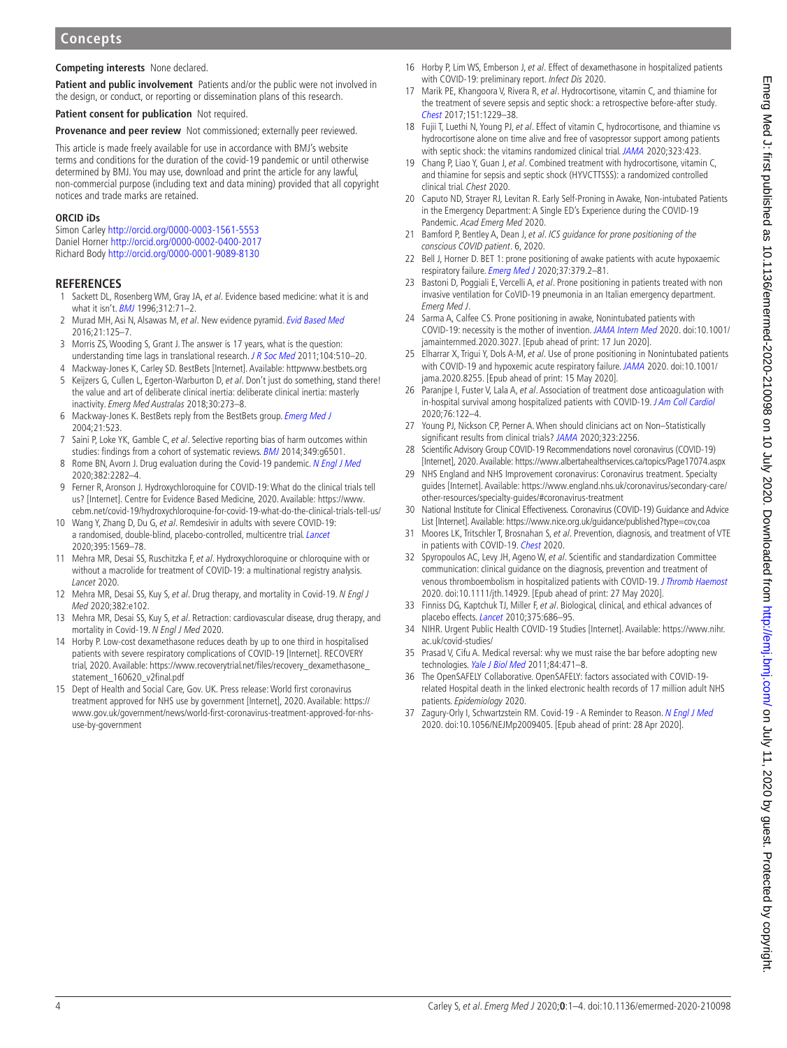**Competing interests** None declared.

**Patient and public involvement** Patients and/or the public were not involved in the design, or conduct, or reporting or dissemination plans of this research.

**Patient consent for publication** Not required.

**Provenance and peer review** Not commissioned; externally peer reviewed.

This article is made freely available for use in accordance with BMJ's website terms and conditions for the duration of the covid-19 pandemic or until otherwise determined by BMJ. You may use, download and print the article for any lawful, non-commercial purpose (including text and data mining) provided that all copyright notices and trade marks are retained.

**ORCID iDs**

Simon Carley http://orcid.org/0000-0003-1561-5553
Daniel Horner http://orcid.org/0000-0002-0400-2017
Richard Body http://orcid.org/0000-0001-9089-8130

## REFERENCES

1. Sackett DL, Rosenberg WM, Gray JA, *et al*. Evidence based medicine: what it is and what it isn't. *BMJ* 1996;312:71–2.
2. Murad MH, Asi N, Alsawas M, *et al*. New evidence pyramid. *Evid Based Med* 2016;21:125–7.
3. Morris ZS, Wooding S, Grant J. The answer is 17 years, what is the question: understanding time lags in translational research. *J R Soc Med* 2011;104:510–20.
4. Mackway-Jones K, Carley SD. BestBets [Internet]. Available: httpwww.bestbets.org
5. Keijzers G, Cullen L, Egerton-Warburton D, *et al*. Don't just do something, stand there! the value and art of deliberate clinical inertia: deliberate clinical inertia: masterly inactivity. *Emerg Med Australas* 2018;30:273–8.
6. Mackway-Jones K. BestBets reply from the BestBets group. *Emerg Med J* 2004;21:523.
7. Saini P, Loke YK, Gamble C, *et al*. Selective reporting bias of harm outcomes within studies: findings from a cohort of systematic reviews. *BMJ* 2014;349:g6501.
8. Rome BN, Avorn J. Drug evaluation during the Covid-19 pandemic. *N Engl J Med* 2020;382:2282–4.
9. Ferner R, Aronson J. Hydroxychloroquine for COVID-19: What do the clinical trials tell us? [Internet]. Centre for Evidence Based Medicine, 2020. Available: https://www.cebm.net/covid-19/hydroxychloroquine-for-covid-19-what-do-the-clinical-trials-tell-us/
10. Wang Y, Zhang D, Du G, *et al*. Remdesivir in adults with severe COVID-19: a randomised, double-blind, placebo-controlled, multicentre trial. *Lancet* 2020;395:1569–78.
11. Mehra MR, Desai SS, Ruschitzka F, *et al*. Hydroxychloroquine or chloroquine with or without a macrolide for treatment of COVID-19: a multinational registry analysis. *Lancet* 2020.
12. Mehra MR, Desai SS, Kuy S, *et al*. Drug therapy, and mortality in Covid-19. *N Engl J Med* 2020;382:e102.
13. Mehra MR, Desai SS, Kuy S, *et al*. Retraction: cardiovascular disease, drug therapy, and mortality in Covid-19. *N Engl J Med* 2020.
14. Horby P. Low-cost dexamethasone reduces death by up to one third in hospitalised patients with severe respiratory complications of COVID-19 [Internet]. RECOVERY trial, 2020. Available: https://www.recoverytrial.net/files/recovery_dexamethasone_statement_160620_v2final.pdf
15. Dept of Health and Social Care, Gov. UK. Press release: World first coronavirus treatment approved for NHS use by government [Internet], 2020. Available: https://www.gov.uk/government/news/world-first-coronavirus-treatment-approved-for-nhs-use-by-government
16. Horby P, Lim WS, Emberson J, *et al*. Effect of dexamethasone in hospitalized patients with COVID-19: preliminary report. *Infect Dis* 2020.
17. Marik PE, Khangoora V, Rivera R, *et al*. Hydrocortisone, vitamin C, and thiamine for the treatment of severe sepsis and septic shock: a retrospective before-after study. *Chest* 2017;151:1229–38.
18. Fujii T, Luethi N, Young PJ, *et al*. Effect of vitamin C, hydrocortisone, and thiamine vs hydrocortisone alone on time alive and free of vasopressor support among patients with septic shock: the vitamins randomized clinical trial. *JAMA* 2020;323:423.
19. Chang P, Liao Y, Guan J, *et al*. Combined treatment with hydrocortisone, vitamin C, and thiamine for sepsis and septic shock (HYVCTTSSS): a randomized controlled clinical trial. *Chest* 2020.
20. Caputo ND, Strayer RJ, Levitan R. Early Self-Proning in Awake, Non-intubated Patients in the Emergency Department: A Single ED's Experience during the COVID-19 Pandemic. *Acad Emerg Med* 2020.
21. Bamford P, Bentley A, Dean J, *et al*. *ICS guidance for prone positioning of the conscious COVID patient*. 6, 2020.
22. Bell J, Horner D. BET 1: prone positioning of awake patients with acute hypoxaemic respiratory failure. *Emerg Med J* 2020;37:379.2–81.
23. Bastoni D, Poggiali E, Vercelli A, *et al*. Prone positioning in patients treated with non invasive ventilation for CoVID-19 pneumonia in an Italian emergency department. *Emerg Med J*.
24. Sarma A, Calfee CS. Prone positioning in awake, Nonintubated patients with COVID-19: necessity is the mother of invention. *JAMA Intern Med* 2020. doi:10.1001/jamainternmed.2020.3027. [Epub ahead of print: 17 Jun 2020].
25. Elharrar X, Trigui Y, Dols A-M, *et al*. Use of prone positioning in Nonintubated patients with COVID-19 and hypoxemic acute respiratory failure. *JAMA* 2020. doi:10.1001/jama.2020.8255. [Epub ahead of print: 15 May 2020].
26. Paranjpe I, Fuster V, Lala A, *et al*. Association of treatment dose anticoagulation with in-hospital survival among hospitalized patients with COVID-19. *J Am Coll Cardiol* 2020;76:122–4.
27. Young PJ, Nickson CP, Perner A. When should clinicians act on Non–Statistically significant results from clinical trials? *JAMA* 2020;323:2256.
28. Scientific Advisory Group COVID-19 Recommendations novel coronavirus (COVID-19) [Internet], 2020. Available: https://www.albertahealthservices.ca/topics/Page17074.aspx
29. NHS England and NHS Improvement coronavirus: Coronavirus treatment. Specialty guides [Internet]. Available: https://www.england.nhs.uk/coronavirus/secondary-care/other-resources/specialty-guides/#coronavirus-treatment
30. National Institute for Clinical Effectiveness. Coronavirus (COVID-19) Guidance and Advice List [Internet]. Available: https://www.nice.org.uk/guidance/published?type=cov,coa
31. Moores LK, Tritschler T, Brosnahan S, *et al*. Prevention, diagnosis, and treatment of VTE in patients with COVID-19. *Chest* 2020.
32. Spyropoulos AC, Levy JH, Ageno W, *et al*. Scientific and standardization Committee communication: clinical guidance on the diagnosis, prevention and treatment of venous thromboembolism in hospitalized patients with COVID-19. *J Thromb Haemost* 2020. doi:10.1111/jth.14929. [Epub ahead of print: 27 May 2020].
33. Finniss DG, Kaptchuk TJ, Miller F, *et al*. Biological, clinical, and ethical advances of placebo effects. *Lancet* 2010;375:686–95.
34. NIHR. Urgent Public Health COVID-19 Studies [Internet]. Available: https://www.nihr.ac.uk/covid-studies/
35. Prasad V, Cifu A. Medical reversal: why we must raise the bar before adopting new technologies. *Yale J Biol Med* 2011;84:471–8.
36. The OpenSAFELY Collaborative. OpenSAFELY: factors associated with COVID-19-related Hospital death in the linked electronic health records of 17 million adult NHS patients. *Epidemiology* 2020.
37. Zagury-Orly I, Schwartzstein RM. Covid-19 - A Reminder to Reason. *N Engl J Med* 2020. doi:10.1056/NEJMp2009405. [Epub ahead of print: 28 Apr 2020].